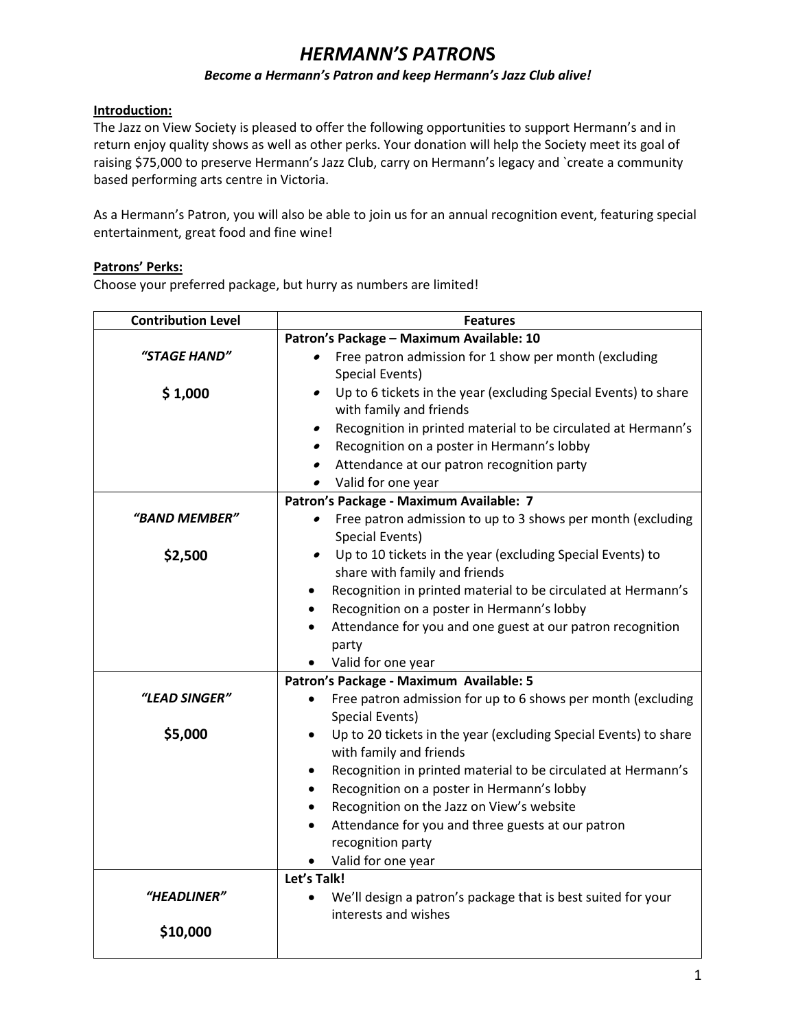# *HERMANN'S PATRONS*

***Become a Hermann's Patron and keep Hermann's Jazz Club alive!***

**Introduction:**

The Jazz on View Society is pleased to offer the following opportunities to support Hermann's and in return enjoy quality shows as well as other perks. Your donation will help the Society meet its goal of raising $75,000 to preserve Hermann's Jazz Club, carry on Hermann's legacy and `create a community based performing arts centre in Victoria.

As a Hermann's Patron, you will also be able to join us for an annual recognition event, featuring special entertainment, great food and fine wine!

**Patrons' Perks:**

Choose your preferred package, but hurry as numbers are limited!

| Contribution Level | Features |
|---|---|
| ***"STAGE HAND"***<br><br>**$ 1,000** | **Patron's Package – Maximum Available: 10**<br>• Free patron admission for 1 show per month (excluding Special Events)<br>• Up to 6 tickets in the year (excluding Special Events) to share with family and friends<br>• Recognition in printed material to be circulated at Hermann's<br>• Recognition on a poster in Hermann's lobby<br>• Attendance at our patron recognition party<br>• Valid for one year |
| ***"BAND MEMBER"***<br><br>**$2,500** | **Patron's Package - Maximum Available: 7**<br>• Free patron admission to up to 3 shows per month (excluding Special Events)<br>• Up to 10 tickets in the year (excluding Special Events) to share with family and friends<br>• Recognition in printed material to be circulated at Hermann's<br>• Recognition on a poster in Hermann's lobby<br>• Attendance for you and one guest at our patron recognition party<br>• Valid for one year |
| ***"LEAD SINGER"***<br><br>**$5,000** | **Patron's Package - Maximum Available: 5**<br>• Free patron admission for up to 6 shows per month (excluding Special Events)<br>• Up to 20 tickets in the year (excluding Special Events) to share with family and friends<br>• Recognition in printed material to be circulated at Hermann's<br>• Recognition on a poster in Hermann's lobby<br>• Recognition on the Jazz on View's website<br>• Attendance for you and three guests at our patron recognition party<br>• Valid for one year |
| ***"HEADLINER"***<br><br>**$10,000** | **Let's Talk!**<br>• We'll design a patron's package that is best suited for your interests and wishes |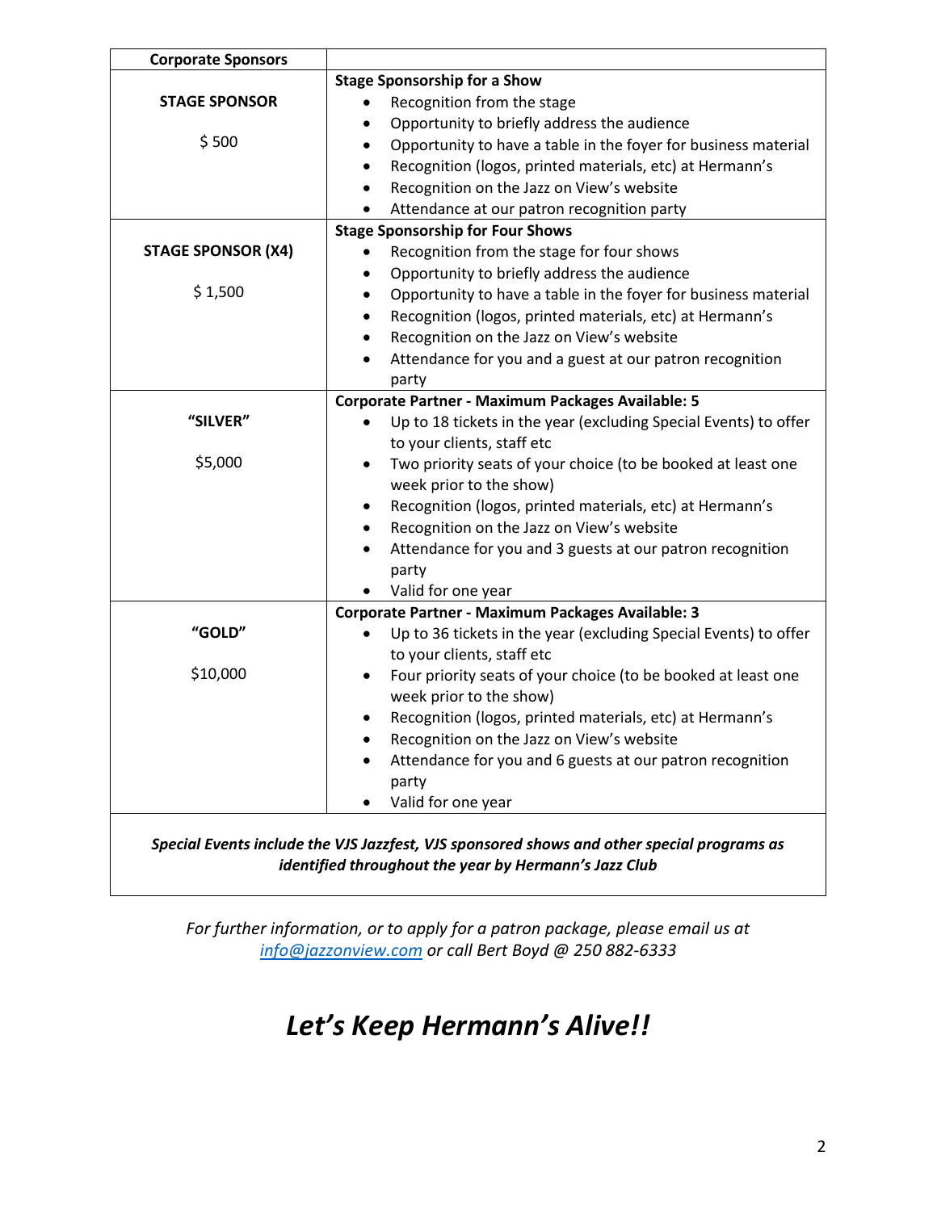| Corporate Sponsors | |
|---|---|
| **STAGE SPONSOR**<br><br>$ 500 | **Stage Sponsorship for a Show**<br>• Recognition from the stage<br>• Opportunity to briefly address the audience<br>• Opportunity to have a table in the foyer for business material<br>• Recognition (logos, printed materials, etc) at Hermann's<br>• Recognition on the Jazz on View's website<br>• Attendance at our patron recognition party |
| **STAGE SPONSOR (X4)**<br><br>$ 1,500 | **Stage Sponsorship for Four Shows**<br>• Recognition from the stage for four shows<br>• Opportunity to briefly address the audience<br>• Opportunity to have a table in the foyer for business material<br>• Recognition (logos, printed materials, etc) at Hermann's<br>• Recognition on the Jazz on View's website<br>• Attendance for you and a guest at our patron recognition party |
| **"SILVER"**<br><br>$5,000 | **Corporate Partner - Maximum Packages Available: 5**<br>• Up to 18 tickets in the year (excluding Special Events) to offer to your clients, staff etc<br>• Two priority seats of your choice (to be booked at least one week prior to the show)<br>• Recognition (logos, printed materials, etc) at Hermann's<br>• Recognition on the Jazz on View's website<br>• Attendance for you and 3 guests at our patron recognition party<br>• Valid for one year |
| **"GOLD"**<br><br>$10,000 | **Corporate Partner - Maximum Packages Available: 3**<br>• Up to 36 tickets in the year (excluding Special Events) to offer to your clients, staff etc<br>• Four priority seats of your choice (to be booked at least one week prior to the show)<br>• Recognition (logos, printed materials, etc) at Hermann's<br>• Recognition on the Jazz on View's website<br>• Attendance for you and 6 guests at our patron recognition party<br>• Valid for one year |

***Special Events include the VJS Jazzfest, VJS sponsored shows and other special programs as identified throughout the year by Hermann's Jazz Club***

*For further information, or to apply for a patron package, please email us at [info@jazzonview.com](mailto:info@jazzonview.com) or call Bert Boyd @ 250 882-6333*

# *Let's Keep Hermann's Alive!!*